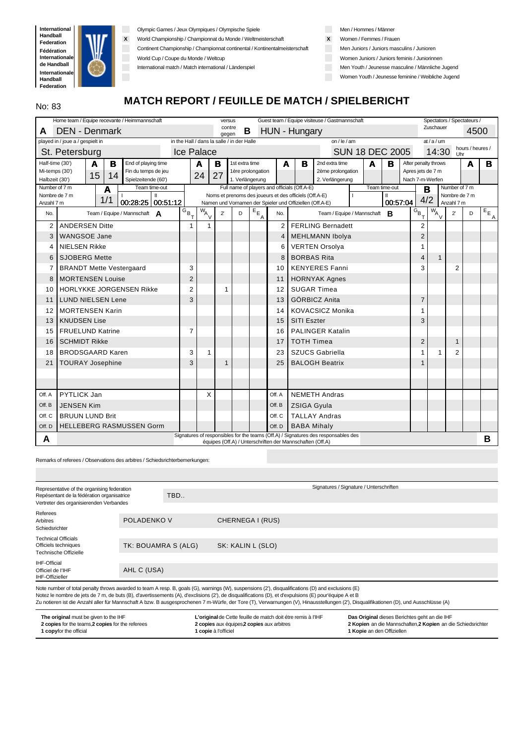International Handball Federation
Fédération Internationale de Handball
Internationale Handball Federation

| | Competition | | Category |
|---|---|---|---|
| | Olympic Games / Jeux Olympiques / Olympische Spiele | | Men / Hommes / Männer |
| X | World Championship / Championnat du Monde / Weltmeisterschaft | X | Women / Femmes / Frauen |
| | Continent Championship / Championnat continental / Kontinentalmeisterschaft | | Men Juniors / Juniors masculins / Junioren |
| | World Cup / Coupe du Monde / Weltcup | | Women Juniors / Juniors feminis / Juniorinnen |
| | International match / Match international / Länderspiel | | Men Youth / Jeunesse masculine / Männliche Jugend |
| | | | Women Youth / Jeunesse feminine / Weibliche Jugend |

No: 83

# MATCH REPORT / FEUILLE DE MATCH / SPIELBERICHT

| | |
|---|---|
| Home team / Equipe recevante / Heimmannschaft | A: DEN - Denmark |
| versus / contre / gegen | |
| Guest team / Equipe visiteuse / Gastmannschaft | B: HUN - Hungary |
| Spectators / Spectateurs / Zuschauer | 4500 |
| played in / joue a / gespielt in | St. Petersburg |
| in the Hall / dans la salle / in der Halle | Ice Palace |
| on / le / am | SUN 18 DEC 2005 |
| at / a / um | 14:30 hours / heures / Uhr |

| | A | B |
|---|---|---|
| Half-time (30') / Mi-temps (30') / Halbzeit (30') | 15 | 14 |
| End of playing time / Fin du temps de jeu / Spielzeitende (60') | 24 | 27 |
| 1st extra time / 1ère prolongation / 1. Verlängerung | | |
| 2nd extra time / 2ème prolongation / 2. Verlängerung | | |
| After penalty throws / Apres jets de 7 m / Nach 7-m-Werfen | | |

| | A | B |
|---|---|---|
| Number of 7 m / Nombre de 7 m / Anzahl 7 m | 1/1 | 4/2 |
| Team time-out I | 00:28:25 | |
| Team time-out II | 00:51:12 | 00:57:04 |

Full name of players and officials (Off.A-E) / Noms et prenoms des joueurs et des officials (Off.A-E) / Namen und Vornamen der Spieler und Offiziellen (Off.A-E)

| No. | Team / Equipe / Mannschaft A | G/B/T | W/A/V | 2' | D | E/E/A | No. | Team / Equipe / Mannschaft B | G/B/T | W/A/V | 2' | D | E/E/A |
|---|---|---|---|---|---|---|---|---|---|---|---|---|---|
| 2 | ANDERSEN Ditte | 1 | 1 | | | | 2 | FERLING Bernadett | 2 | | | | |
| 3 | WANGSOE Jane | | | | | | 4 | MEHLMANN Ibolya | 2 | | | | |
| 4 | NIELSEN Rikke | | | | | | 6 | VERTEN Orsolya | 1 | | | | |
| 6 | SJOBERG Mette | | | | | | 8 | BORBAS Rita | 4 | 1 | | | |
| 7 | BRANDT Mette Vestergaard | 3 | | | | | 10 | KENYERES Fanni | 3 | | 2 | | |
| 8 | MORTENSEN Louise | 2 | | | | | 11 | HORNYAK Agnes | | | | | |
| 10 | HORLYKKE JORGENSEN Rikke | 2 | | 1 | | | 12 | SUGAR Timea | | | | | |
| 11 | LUND NIELSEN Lene | 3 | | | | | 13 | GÖRBICZ Anita | 7 | | | | |
| 12 | MORTENSEN Karin | | | | | | 14 | KOVACSICZ Monika | 1 | | | | |
| 13 | KNUDSEN Lise | | | | | | 15 | SITI Eszter | 3 | | | | |
| 15 | FRUELUND Katrine | 7 | | | | | 16 | PALINGER Katalin | | | | | |
| 16 | SCHMIDT Rikke | | | | | | 17 | TOTH Timea | 2 | | 1 | | |
| 18 | BRODSGAARD Karen | 3 | 1 | | | | 23 | SZUCS Gabriella | 1 | 1 | 2 | | |
| 21 | TOURAY Josephine | 3 | | 1 | | | 25 | BALOGH Beatrix | 1 | | | | |
| | | | | | | | | | | | | | |
| | | | | | | | | | | | | | |
| Off. A | PYTLICK Jan | | X | | | | Off. A | NEMETH Andras | | | | | |
| Off. B | JENSEN Kim | | | | | | Off. B | ZSIGA Gyula | | | | | |
| Off. C | BRUUN LUND Brit | | | | | | Off. C | TALLAY Andras | | | | | |
| Off. D | HELLEBERG RASMUSSEN Gorm | | | | | | Off. D | BABA Mihaly | | | | | |

A — Signatures of responsibles for the teams (Off.A) / Signatures des responsables des équipes (Off.A) / Unterschriften der Mannschaften (Off.A) — B

Remarks of referees / Observations des arbitres / Schiedsrichterbemerkungen:

Signatures / Signature / Unterschriften

| | | |
|---|---|---|
| Representative of the organising federation / Repésentant de la fédération organisatrice / Vertreter des organisierenden Verbandes | TBD.. | |
| Referees / Arbitres / Schiedsrichter | POLADENKO V | CHERNEGA I (RUS) |
| Technical Officials / Officiels techniques / Technische Offizielle | TK: BOUAMRA S (ALG) | SK: KALIN L (SLO) |
| IHF-Official / Officiel de l'IHF / IHF-Offizieller | AHL C (USA) | |

Note number of total penalty throws awarded to team A resp. B, goals (G), warnings (W), suspensions (2'), disqualifications (D) and exclusions (E)
Notez le nombre de jets de 7 m, de buts (B), d'avertissements (A), d'exclisions (2'), de disqualifications (D), et d'expulsions (E) pour'équipe A et B
Zu notieren ist die Anzahl aller für Mannschaft A bzw. B ausgesprochenen 7 m-Würfe, der Tore (T), Verwarnungen (V), Hinaustellungen (2'), Disqualifikationen (D), und Ausschlüsse (A)

**The original** must be given to the IHF
**2 copies** for the teams,**2 copies** for the referees
**1 copy** for the official

**L'original** de Cette feuille de match doit étre remis à l'IHF
**2 copies** aux équipes**2 copies** aux arbitres
**1 copie** à l'officiel

**Das Original** dieses Berichtes geht an die IHF
**2 Kopien** an die Mannschaften,**2 Kopien** an die Schiedsrichter
**1 Kopie** an den Offiziellen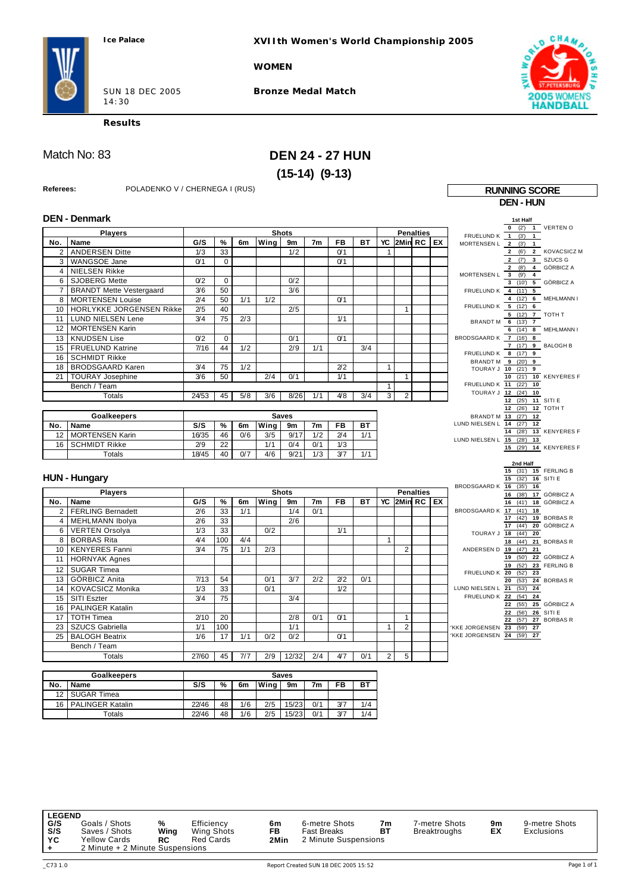Ice Palace

**XVIIth Women's World Championship 2005**

**WOMEN**

SUN 18 DEC 2005
14:30

**Bronze Medal Match**

**Results**

# Match No: 83

# DEN 24 - 27 HUN

## (15-14) (9-13)

**Referees:** POLADENKO V / CHERNEGA I (RUS)

### DEN - Denmark

| No. | Name | G/S | % | 6m | Wing | 9m | 7m | FB | BT | YC | 2Min | RC | EX |
|---|---|---|---|---|---|---|---|---|---|---|---|---|---|
| | **Players** | **Shots** | | | | | | | | **Penalties** | | | |
| 2 | ANDERSEN Ditte | 1/3 | 33 | | | 1/2 | | 0/1 | | 1 | | | |
| 3 | WANGSOE Jane | 0/1 | 0 | | | | | 0/1 | | | | | |
| 4 | NIELSEN Rikke | | | | | | | | | | | | |
| 6 | SJOBERG Mette | 0/2 | 0 | | | 0/2 | | | | | | | |
| 7 | BRANDT Mette Vestergaard | 3/6 | 50 | | | 3/6 | | | | | | | |
| 8 | MORTENSEN Louise | 2/4 | 50 | 1/1 | 1/2 | | | 0/1 | | | | | |
| 10 | HORLYKKE JORGENSEN Rikke | 2/5 | 40 | | | 2/5 | | | | | 1 | | |
| 11 | LUND NIELSEN Lene | 3/4 | 75 | 2/3 | | | | 1/1 | | | | | |
| 12 | MORTENSEN Karin | | | | | | | | | | | | |
| 13 | KNUDSEN Lise | 0/2 | 0 | | | 0/1 | | 0/1 | | | | | |
| 15 | FRUELUND Katrine | 7/16 | 44 | 1/2 | | 2/9 | 1/1 | | 3/4 | | | | |
| 16 | SCHMIDT Rikke | | | | | | | | | | | | |
| 18 | BRODSGAARD Karen | 3/4 | 75 | 1/2 | | | | 2/2 | | 1 | | | |
| 21 | TOURAY Josephine | 3/6 | 50 | | | 2/4 | 0/1 | | 1/1 | | 1 | | |
| | Bench / Team | | | | | | | | | 1 | | | |
| | Totals | 24/53 | 45 | 5/8 | 3/6 | 8/26 | 1/1 | 4/8 | 3/4 | 3 | 2 | | |

| No. | Name | S/S | % | 6m | Wing | 9m | 7m | FB | BT |
|---|---|---|---|---|---|---|---|---|---|
| | **Goalkeepers** | **Saves** | | | | | | | |
| 12 | MORTENSEN Karin | 16/35 | 46 | 0/6 | 3/5 | 9/17 | 1/2 | 2/4 | 1/1 |
| 16 | SCHMIDT Rikke | 2/9 | 22 | | 1/1 | 0/4 | 0/1 | 1/3 | |
| | Totals | 18/45 | 40 | 0/7 | 4/6 | 9/21 | 1/3 | 3/7 | 1/1 |

### HUN - Hungary

| No. | Name | G/S | % | 6m | Wing | 9m | 7m | FB | BT | YC | 2Min | RC | EX |
|---|---|---|---|---|---|---|---|---|---|---|---|---|---|
| | **Players** | **Shots** | | | | | | | | **Penalties** | | | |
| 2 | FERLING Bernadett | 2/6 | 33 | 1/1 | | 1/4 | 0/1 | | | | | | |
| 4 | MEHLMANN Ibolya | 2/6 | 33 | | | 2/6 | | | | | | | |
| 6 | VERTEN Orsolya | 1/3 | 33 | | 0/2 | | | 1/1 | | | | | |
| 8 | BORBAS Rita | 4/4 | 100 | 4/4 | | | | | | 1 | | | |
| 10 | KENYERES Fanni | 3/4 | 75 | 1/1 | 2/3 | | | | | | 2 | | |
| 11 | HORNYAK Agnes | | | | | | | | | | | | |
| 12 | SUGAR Timea | | | | | | | | | | | | |
| 13 | GÖRBICZ Anita | 7/13 | 54 | | 0/1 | 3/7 | 2/2 | 2/2 | 0/1 | | | | |
| 14 | KOVACSICZ Monika | 1/3 | 33 | | 0/1 | | | 1/2 | | | | | |
| 15 | SITI Eszter | 3/4 | 75 | | | 3/4 | | | | | | | |
| 16 | PALINGER Katalin | | | | | | | | | | | | |
| 17 | TOTH Timea | 2/10 | 20 | | | 2/8 | 0/1 | 0/1 | | | 1 | | |
| 23 | SZUCS Gabriella | 1/1 | 100 | | | 1/1 | | | | 1 | 2 | | |
| 25 | BALOGH Beatrix | 1/6 | 17 | 1/1 | 0/2 | 0/2 | | 0/1 | | | | | |
| | Bench / Team | | | | | | | | | | | | |
| | Totals | 27/60 | 45 | 7/7 | 2/9 | 12/32 | 2/4 | 4/7 | 0/1 | 2 | 5 | | |

| No. | Name | S/S | % | 6m | Wing | 9m | 7m | FB | BT |
|---|---|---|---|---|---|---|---|---|---|
| | **Goalkeepers** | **Saves** | | | | | | | |
| 12 | SUGAR Timea | | | | | | | | |
| 16 | PALINGER Katalin | 22/46 | 48 | 1/6 | 2/5 | 15/23 | 0/1 | 3/7 | 1/4 |
| | Totals | 22/46 | 48 | 1/6 | 2/5 | 15/23 | 0/1 | 3/7 | 1/4 |

### RUNNING SCORE
**DEN - HUN**

**1st Half**

| DEN | Score | Time | HUN |
|---|---|---|---|
| | 0 - 1 | (2') | VERTEN O |
| FRUELUND K | 1 - 1 | (3') | |
| MORTENSEN L | 2 - 1 | (3') | |
| | 2 - 2 | (6') | KOVACSICZ M |
| | 2 - 3 | (7') | SZUCS G |
| | 2 - 4 | (8') | GÖRBICZ A |
| MORTENSEN L | 3 - 4 | (9') | |
| | 3 - 5 | (10') | GÖRBICZ A |
| FRUELUND K | 4 - 5 | (11') | |
| | 4 - 6 | (12') | MEHLMANN I |
| FRUELUND K | 5 - 6 | (12') | |
| | 5 - 7 | (12') | TOTH T |
| BRANDT M | 6 - 7 | (13') | |
| | 6 - 8 | (14') | MEHLMANN I |
| BRODSGAARD K | 7 - 8 | (16') | |
| | 7 - 9 | (17') | BALOGH B |
| FRUELUND K | 8 - 9 | (17') | |
| BRANDT M | 9 - 9 | (20') | |
| TOURAY J | 10 - 9 | (21') | |
| | 10 - 10 | (21') | KENYERES F |
| FRUELUND K | 11 - 10 | (22') | |
| TOURAY J | 12 - 10 | (24') | |
| | 12 - 11 | (25') | SITI E |
| | 12 - 12 | (26') | TOTH T |
| BRANDT M | 13 - 12 | (27') | |
| LUND NIELSEN L | 14 - 12 | (27') | |
| | 14 - 13 | (28') | KENYERES F |
| LUND NIELSEN L | 15 - 13 | (28') | |
| | 15 - 14 | (29') | KENYERES F |

**2nd Half**

| DEN | Score | Time | HUN |
|---|---|---|---|
| | 15 - 15 | (31') | FERLING B |
| | 15 - 16 | (32') | SITI E |
| BRODSGAARD K | 16 - 16 | (35') | |
| | 16 - 17 | (38') | GÖRBICZ A |
| | 16 - 18 | (41') | GÖRBICZ A |
| BRODSGAARD K | 17 - 18 | (41') | |
| | 17 - 19 | (42') | BORBAS R |
| | 17 - 20 | (44') | GÖRBICZ A |
| TOURAY J | 18 - 20 | (44') | |
| | 18 - 21 | (44') | BORBAS R |
| ANDERSEN D | 19 - 21 | (47') | |
| | 19 - 22 | (50') | GÖRBICZ A |
| | 19 - 23 | (52') | FERLING B |
| FRUELUND K | 20 - 23 | (52') | |
| | 20 - 24 | (53') | BORBAS R |
| LUND NIELSEN L | 21 - 24 | (53') | |
| FRUELUND K | 22 - 24 | (54') | |
| | 22 - 25 | (55') | GÖRBICZ A |
| | 22 - 26 | (56') | SITI E |
| | 22 - 27 | (57') | BORBAS R |
| 'KKE JORGENSEN | 23 - 27 | (59') | |
| 'KKE JORGENSEN | 24 - 27 | (59') | |

**LEGEND**

| | | | | | | | | | |
|---|---|---|---|---|---|---|---|---|---|
| G/S | Goals / Shots | % | Efficiency | 6m | 6-metre Shots | 7m | 7-metre Shots | 9m | 9-metre Shots |
| S/S | Saves / Shots | Wing | Wing Shots | FB | Fast Breaks | BT | Breakthroughs | EX | Exclusions |
| YC | Yellow Cards | RC | Red Cards | 2Min | 2 Minute Suspensions | | | | |
| + | 2 Minute + 2 Minute Suspensions | | | | | | | | |

_C73 1.0 — Report Created SUN 18 DEC 2005 15:52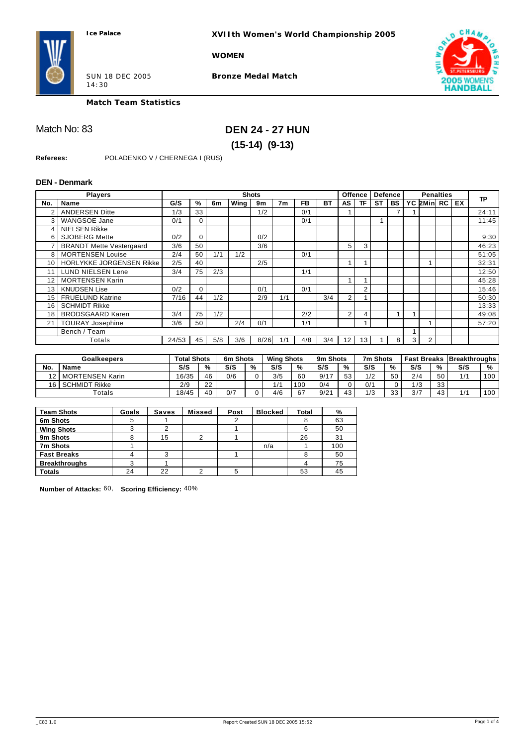Ice Palace

**XVIIth Women's World Championship 2005**

**WOMEN**

SUN 18 DEC 2005
14:30

**Bronze Medal Match**

**Match Team Statistics**

Match No: 83

# DEN 24 - 27 HUN

## (15-14) (9-13)

**Referees:** POLADENKO V / CHERNEGA I (RUS)

### DEN - Denmark

| Players | | Shots | | | | | | | | Offence | | Defence | | Penalties | | | | TP |
|---|---|---|---|---|---|---|---|---|---|---|---|---|---|---|---|---|---|---|
| No. | Name | G/S | % | 6m | Wing | 9m | 7m | FB | BT | AS | TF | ST | BS | YC | 2Min | RC | EX | |
| 2 | ANDERSEN Ditte | 1/3 | 33 | | | 1/2 | | 0/1 | | 1 | | | 7 | 1 | | | | 24:11 |
| 3 | WANGSOE Jane | 0/1 | 0 | | | | | 0/1 | | | | 1 | | | | | | 11:45 |
| 4 | NIELSEN Rikke | | | | | | | | | | | | | | | | | |
| 6 | SJOBERG Mette | 0/2 | 0 | | | 0/2 | | | | | | | | | | | | 9:30 |
| 7 | BRANDT Mette Vestergaard | 3/6 | 50 | | | 3/6 | | | | 5 | 3 | | | | | | | 46:23 |
| 8 | MORTENSEN Louise | 2/4 | 50 | 1/1 | 1/2 | | | 0/1 | | | | | | | | | | 51:05 |
| 10 | HORLYKKE JORGENSEN Rikke | 2/5 | 40 | | | 2/5 | | | | 1 | 1 | | | | 1 | | | 32:31 |
| 11 | LUND NIELSEN Lene | 3/4 | 75 | 2/3 | | | | 1/1 | | | | | | | | | | 12:50 |
| 12 | MORTENSEN Karin | | | | | | | | | 1 | 1 | | | | | | | 45:28 |
| 13 | KNUDSEN Lise | 0/2 | 0 | | | 0/1 | | 0/1 | | | 2 | | | | | | | 15:46 |
| 15 | FRUELUND Katrine | 7/16 | 44 | 1/2 | | 2/9 | 1/1 | | 3/4 | 2 | 1 | | | | | | | 50:30 |
| 16 | SCHMIDT Rikke | | | | | | | | | | | | | | | | | 13:33 |
| 18 | BRODSGAARD Karen | 3/4 | 75 | 1/2 | | | | 2/2 | | 2 | 4 | | 1 | 1 | | | | 49:08 |
| 21 | TOURAY Josephine | 3/6 | 50 | | 2/4 | 0/1 | | 1/1 | | | 1 | | | | 1 | | | 57:20 |
| | Bench / Team | | | | | | | | | | | | | 1 | | | | |
| | Totals | 24/53 | 45 | 5/8 | 3/6 | 8/26 | 1/1 | 4/8 | 3/4 | 12 | 13 | 1 | 8 | 3 | 2 | | | |

| Goalkeepers | | Total Shots | | 6m Shots | | Wing Shots | | 9m Shots | | 7m Shots | | Fast Breaks | | Breakthroughs | |
|---|---|---|---|---|---|---|---|---|---|---|---|---|---|---|---|
| No. | Name | S/S | % | S/S | % | S/S | % | S/S | % | S/S | % | S/S | % | S/S | % |
| 12 | MORTENSEN Karin | 16/35 | 46 | 0/6 | 0 | 3/5 | 60 | 9/17 | 53 | 1/2 | 50 | 2/4 | 50 | 1/1 | 100 |
| 16 | SCHMIDT Rikke | 2/9 | 22 | | | 1/1 | 100 | 0/4 | 0 | 0/1 | 0 | 1/3 | 33 | | |
| | Totals | 18/45 | 40 | 0/7 | 0 | 4/6 | 67 | 9/21 | 43 | 1/3 | 33 | 3/7 | 43 | 1/1 | 100 |

| Team Shots | Goals | Saves | Missed | Post | Blocked | Total | % |
|---|---|---|---|---|---|---|---|
| 6m Shots | 5 | 1 | | 2 | | 8 | 63 |
| Wing Shots | 3 | 2 | | 1 | | 6 | 50 |
| 9m Shots | 8 | 15 | 2 | 1 | | 26 | 31 |
| 7m Shots | 1 | | | | n/a | 1 | 100 |
| Fast Breaks | 4 | 3 | | 1 | | 8 | 50 |
| Breakthroughs | 3 | 1 | | | | 4 | 75 |
| Totals | 24 | 22 | 2 | 5 | | 53 | 45 |

**Number of Attacks:** 60, **Scoring Efficiency:** 40%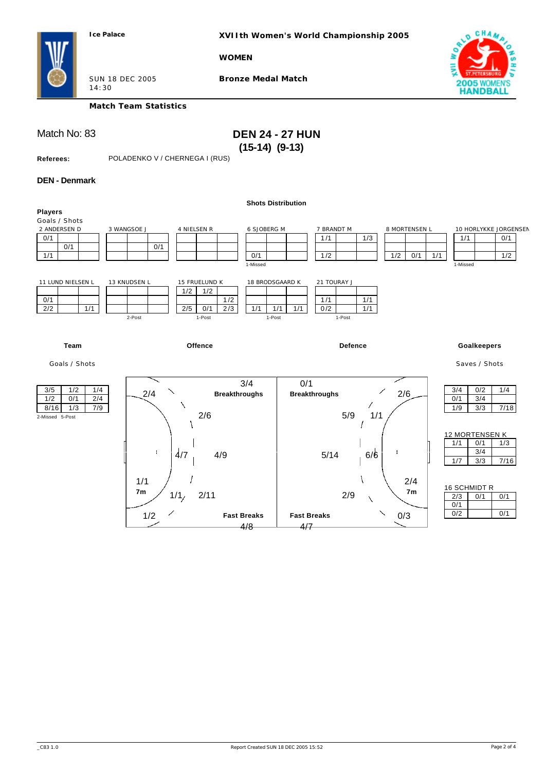Ice Palace

**XVIIth Women's World Championship 2005**

**WOMEN**

SUN 18 DEC 2005
14:30

**Bronze Medal Match**

**Match Team Statistics**

Match No: 83

## DEN 24 - 27 HUN
### (15-14) (9-13)

**Referees:** POLADENKO V / CHERNEGA I (RUS)

### DEN - Denmark

**Shots Distribution**

**Players**
Goals / Shots

2 ANDERSEN D

| | | |
|---|---|---|
| 0/1 | | |
| | 0/1 | |
| 1/1 | | |

3 WANGSOE J

| | | |
|---|---|---|
| | | |
| | | 0/1 |
| | | |

4 NIELSEN R

| | | |
|---|---|---|
| | | |
| | | |
| | | |

6 SJOBERG M

| | | |
|---|---|---|
| | | |
| | | |
| 0/1 | | |

1-Missed

7 BRANDT M

| | | |
|---|---|---|
| 1/1 | | 1/3 |
| | | |
| 1/2 | | |

8 MORTENSEN L

| | | |
|---|---|---|
| | | |
| | | |
| 1/2 | 0/1 | 1/1 |

10 HORLYKKE JORGENSEN

| | | |
|---|---|---|
| 1/1 | | 0/1 |
| | | |
| | | 1/2 |

1-Missed

11 LUND NIELSEN L

| | | |
|---|---|---|
| | | |
| 0/1 | | |
| 2/2 | | 1/1 |

13 KNUDSEN L

| | | |
|---|---|---|
| | | |
| | | |
| | | |

2-Post

15 FRUELUND K

| | | |
|---|---|---|
| 1/2 | 1/2 | |
| | | 1/2 |
| 2/5 | 0/1 | 2/3 |

1-Post

18 BRODSGAARD K

| | | |
|---|---|---|
| | | |
| | | |
| 1/1 | 1/1 | 1/1 |

1-Post

21 TOURAY J

| | | |
|---|---|---|
| | | |
| 1/1 | | 1/1 |
| 0/2 | | 1/1 |

1-Post

**Team**

Goals / Shots

| | | |
|---|---|---|
| 3/5 | 1/2 | 1/4 |
| 1/2 | 0/1 | 2/4 |
| 8/16 | 1/3 | 7/9 |

2-Missed 5-Post

**Offence**

- Breakthroughs: 3/4
- Fast Breaks: 4/8
- 7m: 1/1
- Wings: 2/4 (left top), 1/2 (left bottom)
- 2/6, 4/7, 4/9, 1/1, 2/11

**Defence**

- Breakthroughs: 0/1
- Fast Breaks: 4/7
- 7m: 2/4
- Wings: 2/6 (right top), 0/3 (right bottom)
- 5/9, 1/1, 5/14, 6/6, 2/9

**Goalkeepers**

Saves / Shots

| | | |
|---|---|---|
| 3/4 | 0/2 | 1/4 |
| 0/1 | 3/4 | |
| 1/9 | 3/3 | 7/18 |

12 MORTENSEN K

| | | |
|---|---|---|
| 1/1 | 0/1 | 1/3 |
| | 3/4 | |
| 1/7 | 3/3 | 7/16 |

16 SCHMIDT R

| | | |
|---|---|---|
| 2/3 | 0/1 | 0/1 |
| 0/1 | | |
| 0/2 | | 0/1 |

_C83 1.0 Report Created SUN 18 DEC 2005 15:52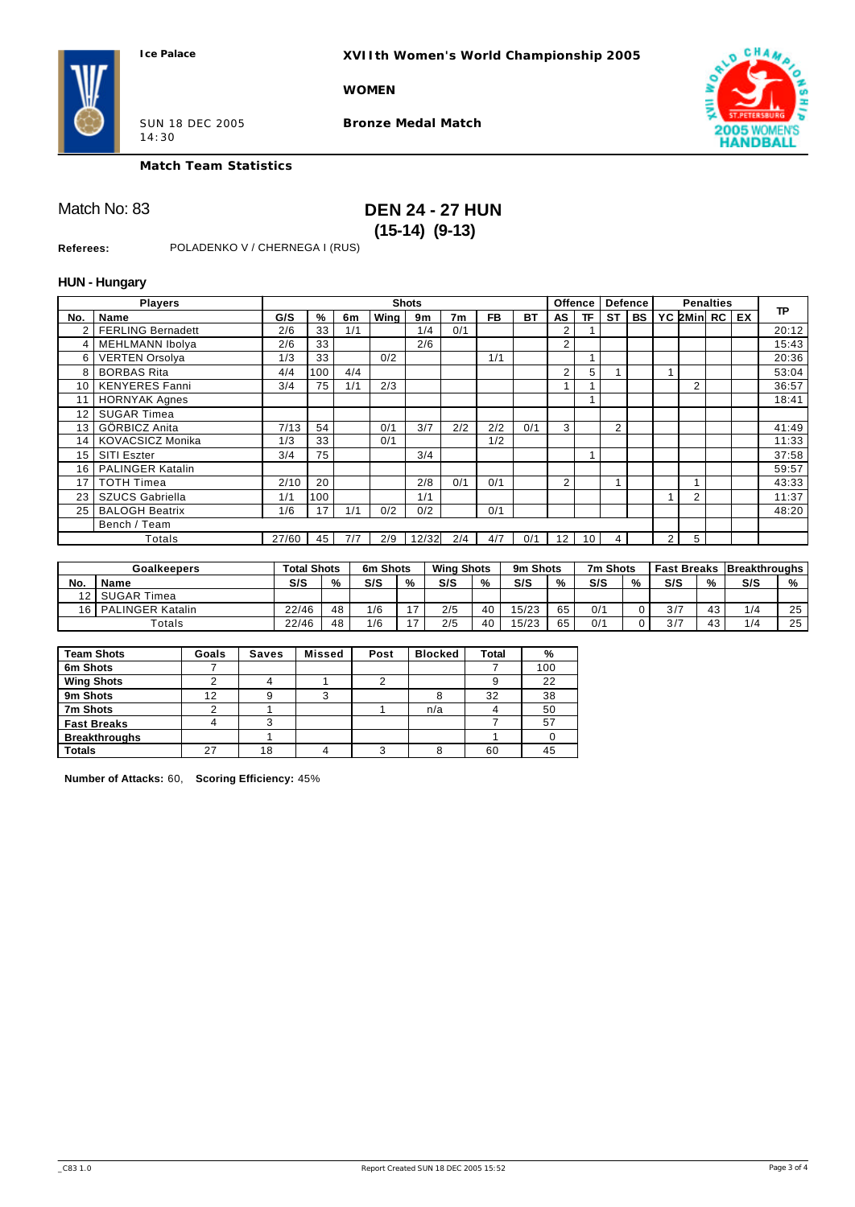Ice Palace

**XVIIth Women's World Championship 2005**

**WOMEN**

SUN 18 DEC 2005
14:30

**Bronze Medal Match**

**Match Team Statistics**

Match No: 83

# DEN 24 - 27 HUN
## (15-14) (9-13)

**Referees:** POLADENKO V / CHERNEGA I (RUS)

### HUN - Hungary

| Players | | Shots | | | | | | | | Offence | | Defence | | Penalties | | | | TP |
|---|---|---|---|---|---|---|---|---|---|---|---|---|---|---|---|---|---|---|
| No. | Name | G/S | % | 6m | Wing | 9m | 7m | FB | BT | AS | TF | ST | BS | YC | 2Min | RC | EX | |
| 2 | FERLING Bernadett | 2/6 | 33 | 1/1 | | 1/4 | 0/1 | | | 2 | 1 | | | | | | | 20:12 |
| 4 | MEHLMANN Ibolya | 2/6 | 33 | | | 2/6 | | | | 2 | | | | | | | | 15:43 |
| 6 | VERTEN Orsolya | 1/3 | 33 | | 0/2 | | | 1/1 | | | 1 | | | | | | | 20:36 |
| 8 | BORBAS Rita | 4/4 | 100 | 4/4 | | | | | | 2 | 5 | 1 | | 1 | | | | 53:04 |
| 10 | KENYERES Fanni | 3/4 | 75 | 1/1 | 2/3 | | | | | 1 | 1 | | | | 2 | | | 36:57 |
| 11 | HORNYAK Agnes | | | | | | | | | | 1 | | | | | | | 18:41 |
| 12 | SUGAR Timea | | | | | | | | | | | | | | | | | |
| 13 | GÖRBICZ Anita | 7/13 | 54 | | 0/1 | 3/7 | 2/2 | 2/2 | 0/1 | 3 | | 2 | | | | | | 41:49 |
| 14 | KOVACSICZ Monika | 1/3 | 33 | | 0/1 | | | 1/2 | | | | | | | | | | 11:33 |
| 15 | SITI Eszter | 3/4 | 75 | | | 3/4 | | | | | 1 | | | | | | | 37:58 |
| 16 | PALINGER Katalin | | | | | | | | | | | | | | | | | 59:57 |
| 17 | TOTH Timea | 2/10 | 20 | | | 2/8 | 0/1 | 0/1 | | 2 | | 1 | | | 1 | | | 43:33 |
| 23 | SZUCS Gabriella | 1/1 | 100 | | | 1/1 | | | | | | | | 1 | 2 | | | 11:37 |
| 25 | BALOGH Beatrix | 1/6 | 17 | 1/1 | 0/2 | 0/2 | | 0/1 | | | | | | | | | | 48:20 |
| | Bench / Team | | | | | | | | | | | | | | | | | |
| | Totals | 27/60 | 45 | 7/7 | 2/9 | 12/32 | 2/4 | 4/7 | 0/1 | 12 | 10 | 4 | | 2 | 5 | | | |

| Goalkeepers | | Total Shots | | 6m Shots | | Wing Shots | | 9m Shots | | 7m Shots | | Fast Breaks | | Breakthroughs | |
|---|---|---|---|---|---|---|---|---|---|---|---|---|---|---|---|
| No. | Name | S/S | % | S/S | % | S/S | % | S/S | % | S/S | % | S/S | % | S/S | % |
| 12 | SUGAR Timea | | | | | | | | | | | | | | |
| 16 | PALINGER Katalin | 22/46 | 48 | 1/6 | 17 | 2/5 | 40 | 15/23 | 65 | 0/1 | 0 | 3/7 | 43 | 1/4 | 25 |
| | Totals | 22/46 | 48 | 1/6 | 17 | 2/5 | 40 | 15/23 | 65 | 0/1 | 0 | 3/7 | 43 | 1/4 | 25 |

| Team Shots | Goals | Saves | Missed | Post | Blocked | Total | % |
|---|---|---|---|---|---|---|---|
| 6m Shots | 7 | | | | | 7 | 100 |
| Wing Shots | 2 | 4 | 1 | 2 | | 9 | 22 |
| 9m Shots | 12 | 9 | 3 | | 8 | 32 | 38 |
| 7m Shots | 2 | 1 | | 1 | n/a | 4 | 50 |
| Fast Breaks | 4 | 3 | | | | 7 | 57 |
| Breakthroughs | | 1 | | | | 1 | 0 |
| Totals | 27 | 18 | 4 | 3 | 8 | 60 | 45 |

**Number of Attacks:** 60, **Scoring Efficiency:** 45%

_C83 1.0 Report Created SUN 18 DEC 2005 15:52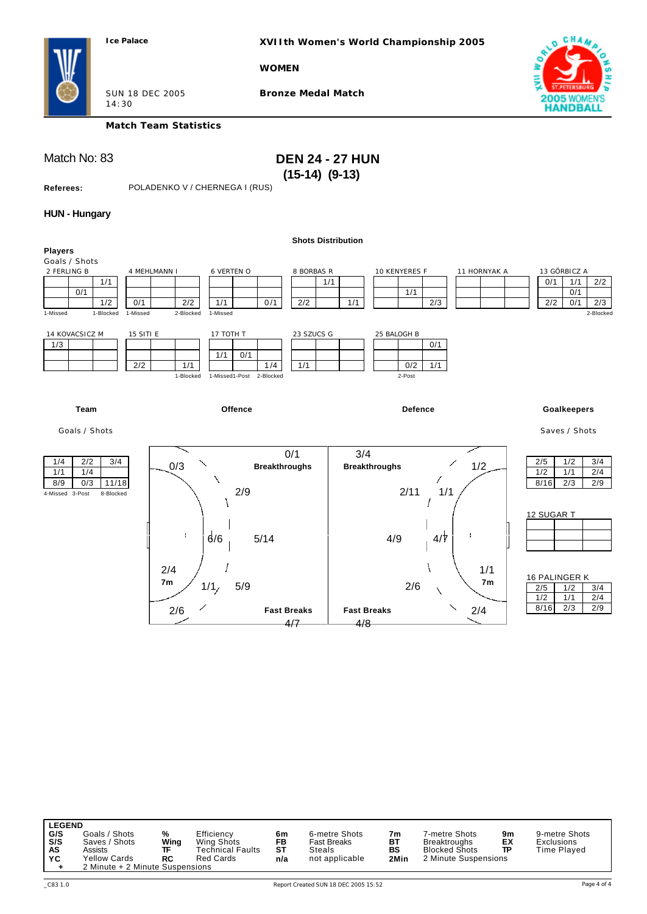Ice Palace

**XVIIth Women's World Championship 2005**

**WOMEN**

SUN 18 DEC 2005
14:30

**Bronze Medal Match**

**Match Team Statistics**

Match No: 83

## DEN 24 - 27 HUN
**(15-14) (9-13)**

**Referees:** POLADENKO V / CHERNEGA I (RUS)

### HUN - Hungary

**Shots Distribution**

**Players**
Goals / Shots

2 FERLING B

| | | |
|---|---|---|
| | | 1/1 |
| | 0/1 | |
| | | 1/2 |

1-Missed 1-Blocked

4 MEHLMANN I

| | | |
|---|---|---|
| | | |
| | | |
| 0/1 | | 2/2 |

1-Missed 2-Blocked

6 VERTEN O

| | | |
|---|---|---|
| | | |
| | | |
| 1/1 | | 0/1 |

1-Missed

8 BORBAS R

| | | |
|---|---|---|
| | 1/1 | |
| | | |
| 2/2 | | 1/1 |

10 KENYERES F

| | | |
|---|---|---|
| | | |
| | 1/1 | |
| | | 2/3 |

11 HORNYAK A

| | | |
|---|---|---|
| | | |
| | | |
| | | |

13 GÖRBICZ A

| | | |
|---|---|---|
| 0/1 | 1/1 | 2/2 |
| | 0/1 | |
| 2/2 | 0/1 | 2/3 |

2-Blocked

14 KOVACSICZ M

| | | |
|---|---|---|
| 1/3 | | |
| | | |
| | | |

15 SITI E

| | | |
|---|---|---|
| | | |
| | | |
| 2/2 | | 1/1 |

1-Blocked

17 TOTH T

| | | |
|---|---|---|
| | | |
| 1/1 | 0/1 | |
| | | 1/4 |

1-Missed 1-Post 2-Blocked

23 SZUCS G

| | | |
|---|---|---|
| | | |
| | | |
| 1/1 | | |

25 BALOGH B

| | | |
|---|---|---|
| | | 0/1 |
| | | |
| | 0/2 | 1/1 |

2-Post

**Team**

Goals / Shots

| | | |
|---|---|---|
| 1/4 | 2/2 | 3/4 |
| 1/1 | 1/4 | |
| 8/9 | 0/3 | 11/18 |

4-Missed 3-Post 8-Blocked

**Offence**

- Breakthroughs: 0/1
- 0/3
- 2/9
- 6/6
- 5/14
- 2/4
- 7m: 1/1
- 5/9
- 2/6
- Fast Breaks: 4/7

**Defence**

- Breakthroughs: 3/4
- 1/2
- 2/11
- 1/1
- 4/9
- 4/7
- 1/1
- 7m: 2/6
- 2/4
- Fast Breaks: 4/8

**Goalkeepers**

Saves / Shots

| | | |
|---|---|---|
| 2/5 | 1/2 | 3/4 |
| 1/2 | 1/1 | 2/4 |
| 8/16 | 2/3 | 2/9 |

12 SUGAR T

| | | |
|---|---|---|
| | | |
| | | |
| | | |

16 PALINGER K

| | | |
|---|---|---|
| 2/5 | 1/2 | 3/4 |
| 1/2 | 1/1 | 2/4 |
| 8/16 | 2/3 | 2/9 |

**LEGEND**

| | | | | | | | | | |
|---|---|---|---|---|---|---|---|---|---|
| G/S | Goals / Shots | % | Efficiency | 6m | 6-metre Shots | 7m | 7-metre Shots | 9m | 9-metre Shots |
| S/S | Saves / Shots | Wing | Wing Shots | FB | Fast Breaks | BT | Breaktroughs | EX | Exclusions |
| AS | Assists | TF | Technical Faults | ST | Steals | BS | Blocked Shots | TP | Time Played |
| YC | Yellow Cards | RC | Red Cards | n/a | not applicable | 2Min | 2 Minute Suspensions | | |
| + | 2 Minute + 2 Minute Suspensions | | | | | | | | |

_C83 1.0 Report Created SUN 18 DEC 2005 15:52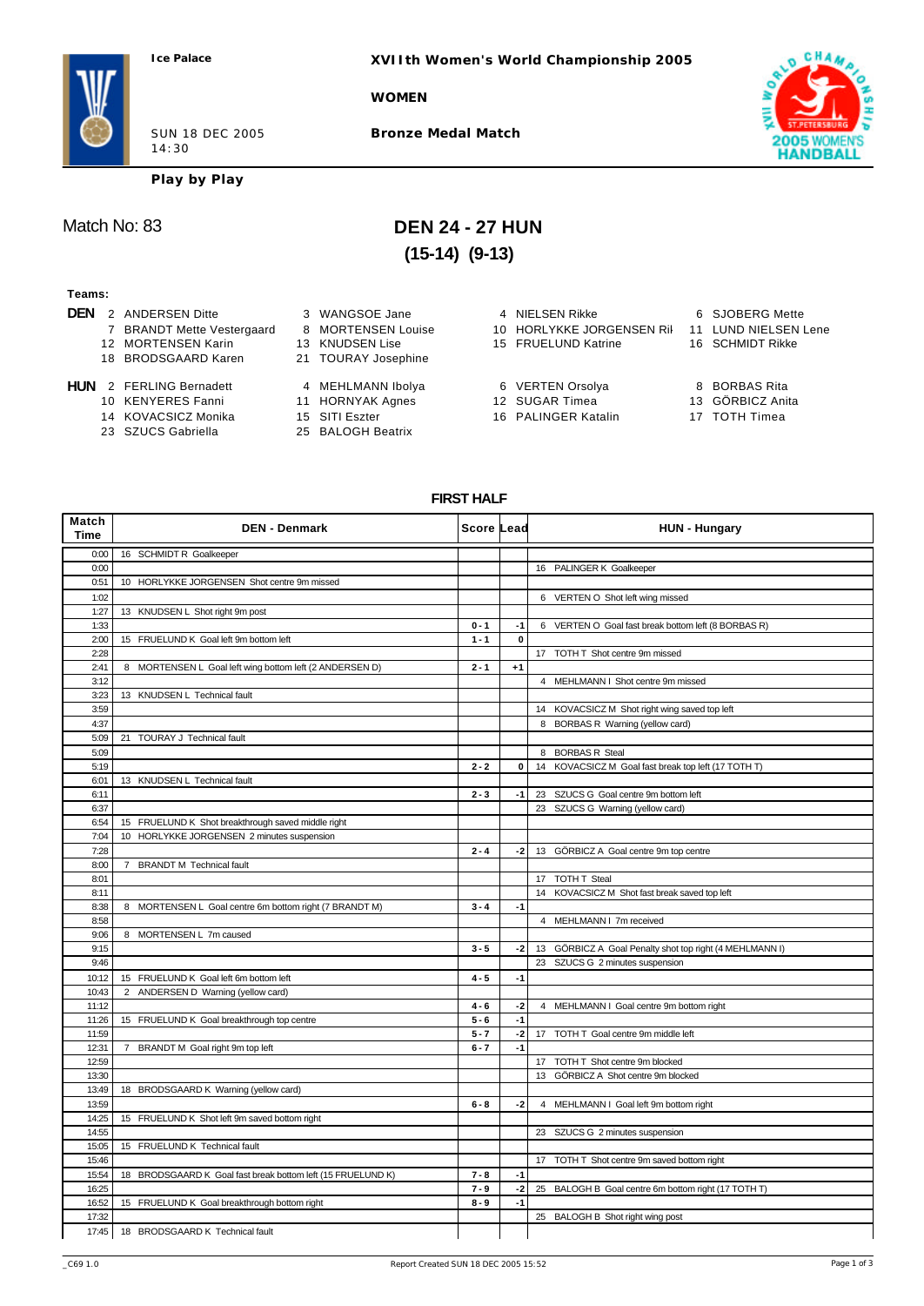Ice Palace

**XVIIth Women's World Championship 2005**

**WOMEN**

SUN 18 DEC 2005
14:30

**Bronze Medal Match**

**Play by Play**

Match No: 83

# DEN 24 - 27 HUN
## (15-14) (9-13)

**Teams:**

**DEN** 2 ANDERSEN Ditte, 3 WANGSOE Jane, 4 NIELSEN Rikke, 6 SJOBERG Mette, 7 BRANDT Mette Vestergaard, 8 MORTENSEN Louise, 10 HORLYKKE JORGENSEN Ril, 11 LUND NIELSEN Lene, 12 MORTENSEN Karin, 13 KNUDSEN Lise, 15 FRUELUND Katrine, 16 SCHMIDT Rikke, 18 BRODSGAARD Karen, 21 TOURAY Josephine

**HUN** 2 FERLING Bernadett, 4 MEHLMANN Ibolya, 6 VERTEN Orsolya, 8 BORBAS Rita, 10 KENYERES Fanni, 11 HORNYAK Agnes, 12 SUGAR Timea, 13 GÖRBICZ Anita, 14 KOVACSICZ Monika, 15 SITI Eszter, 16 PALINGER Katalin, 17 TOTH Timea, 23 SZUCS Gabriella, 25 BALOGH Beatrix

### FIRST HALF

| Match Time | DEN - Denmark | Score | Lead | HUN - Hungary |
|---|---|---|---|---|
| 0:00 | 16 SCHMIDT R Goalkeeper | | | |
| 0:00 | | | | 16 PALINGER K Goalkeeper |
| 0:51 | 10 HORLYKKE JORGENSEN Shot centre 9m missed | | | |
| 1:02 | | | | 6 VERTEN O Shot left wing missed |
| 1:27 | 13 KNUDSEN L Shot right 9m post | | | |
| 1:33 | | 0 - 1 | -1 | 6 VERTEN O Goal fast break bottom left (8 BORBAS R) |
| 2:00 | 15 FRUELUND K Goal left 9m bottom left | 1 - 1 | 0 | |
| 2:28 | | | | 17 TOTH T Shot centre 9m missed |
| 2:41 | 8 MORTENSEN L Goal left wing bottom left (2 ANDERSEN D) | 2 - 1 | +1 | |
| 3:12 | | | | 4 MEHLMANN I Shot centre 9m missed |
| 3:23 | 13 KNUDSEN L Technical fault | | | |
| 3:59 | | | | 14 KOVACSICZ M Shot right wing saved top left |
| 4:37 | | | | 8 BORBAS R Warning (yellow card) |
| 5:09 | 21 TOURAY J Technical fault | | | |
| 5:09 | | | | 8 BORBAS R Steal |
| 5:19 | | 2 - 2 | 0 | 14 KOVACSICZ M Goal fast break top left (17 TOTH T) |
| 6:01 | 13 KNUDSEN L Technical fault | | | |
| 6:11 | | 2 - 3 | -1 | 23 SZUCS G Goal centre 9m bottom left |
| 6:37 | | | | 23 SZUCS G Warning (yellow card) |
| 6:54 | 15 FRUELUND K Shot breakthrough saved middle right | | | |
| 7:04 | 10 HORLYKKE JORGENSEN 2 minutes suspension | | | |
| 7:28 | | 2 - 4 | -2 | 13 GÖRBICZ A Goal centre 9m top centre |
| 8:00 | 7 BRANDT M Technical fault | | | |
| 8:01 | | | | 17 TOTH T Steal |
| 8:11 | | | | 14 KOVACSICZ M Shot fast break saved top left |
| 8:38 | 8 MORTENSEN L Goal centre 6m bottom right (7 BRANDT M) | 3 - 4 | -1 | |
| 8:58 | | | | 4 MEHLMANN I 7m received |
| 9:06 | 8 MORTENSEN L 7m caused | | | |
| 9:15 | | 3 - 5 | -2 | 13 GÖRBICZ A Goal Penalty shot top right (4 MEHLMANN I) |
| 9:46 | | | | 23 SZUCS G 2 minutes suspension |
| 10:12 | 15 FRUELUND K Goal left 6m bottom left | 4 - 5 | -1 | |
| 10:43 | 2 ANDERSEN D Warning (yellow card) | | | |
| 11:12 | | 4 - 6 | -2 | 4 MEHLMANN I Goal centre 9m bottom right |
| 11:26 | 15 FRUELUND K Goal breakthrough top centre | 5 - 6 | -1 | |
| 11:59 | | 5 - 7 | -2 | 17 TOTH T Goal centre 9m middle left |
| 12:31 | 7 BRANDT M Goal right 9m top left | 6 - 7 | -1 | |
| 12:59 | | | | 17 TOTH T Shot centre 9m blocked |
| 13:30 | | | | 13 GÖRBICZ A Shot centre 9m blocked |
| 13:49 | 18 BRODSGAARD K Warning (yellow card) | | | |
| 13:59 | | 6 - 8 | -2 | 4 MEHLMANN I Goal left 9m bottom right |
| 14:25 | 15 FRUELUND K Shot left 9m saved bottom right | | | |
| 14:55 | | | | 23 SZUCS G 2 minutes suspension |
| 15:05 | 15 FRUELUND K Technical fault | | | |
| 15:46 | | | | 17 TOTH T Shot centre 9m saved bottom right |
| 15:54 | 18 BRODSGAARD K Goal fast break bottom left (15 FRUELUND K) | 7 - 8 | -1 | |
| 16:25 | | 7 - 9 | -2 | 25 BALOGH B Goal centre 6m bottom right (17 TOTH T) |
| 16:52 | 15 FRUELUND K Goal breakthrough bottom right | 8 - 9 | -1 | |
| 17:32 | | | | 25 BALOGH B Shot right wing post |
| 17:45 | 18 BRODSGAARD K Technical fault | | | |

_C69 1.0 Report Created SUN 18 DEC 2005 15:52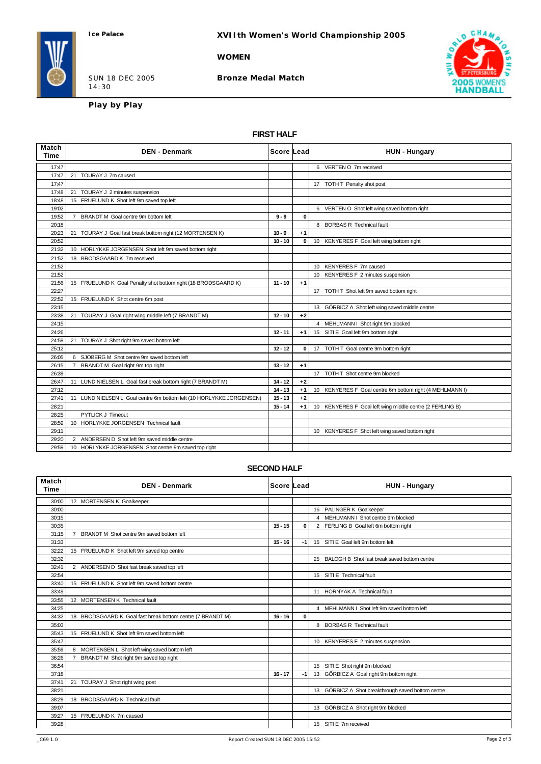Ice Palace

# XVIIth Women's World Championship 2005

**WOMEN**

SUN 18 DEC 2005
14:30

**Bronze Medal Match**

**Play by Play**

## FIRST HALF

| Match Time | DEN - Denmark | Score | Lead | HUN - Hungary |
|---|---|---|---|---|
| 17:47 | | | | 6 VERTEN O 7m received |
| 17:47 | 21 TOURAY J 7m caused | | | |
| 17:47 | | | | 17 TOTH T Penalty shot post |
| 17:48 | 21 TOURAY J 2 minutes suspension | | | |
| 18:48 | 15 FRUELUND K Shot left 9m saved top left | | | |
| 19:02 | | | | 6 VERTEN O Shot left wing saved bottom right |
| 19:52 | 7 BRANDT M Goal centre 9m bottom left | 9 - 9 | 0 | |
| 20:18 | | | | 8 BORBAS R Technical fault |
| 20:23 | 21 TOURAY J Goal fast break bottom right (12 MORTENSEN K) | 10 - 9 | +1 | |
| 20:52 | | 10 - 10 | 0 | 10 KENYERES F Goal left wing bottom right |
| 21:32 | 10 HORLYKKE JORGENSEN Shot left 9m saved bottom right | | | |
| 21:52 | 18 BRODSGAARD K 7m received | | | |
| 21:52 | | | | 10 KENYERES F 7m caused |
| 21:52 | | | | 10 KENYERES F 2 minutes suspension |
| 21:56 | 15 FRUELUND K Goal Penalty shot bottom right (18 BRODSGAARD K) | 11 - 10 | +1 | |
| 22:27 | | | | 17 TOTH T Shot left 9m saved bottom right |
| 22:52 | 15 FRUELUND K Shot centre 6m post | | | |
| 23:15 | | | | 13 GÖRBICZ A Shot left wing saved middle centre |
| 23:38 | 21 TOURAY J Goal right wing middle left (7 BRANDT M) | 12 - 10 | +2 | |
| 24:15 | | | | 4 MEHLMANN I Shot right 9m blocked |
| 24:26 | | 12 - 11 | +1 | 15 SITI E Goal left 9m bottom right |
| 24:59 | 21 TOURAY J Shot right 9m saved bottom left | | | |
| 25:12 | | 12 - 12 | 0 | 17 TOTH T Goal centre 9m bottom right |
| 26:05 | 6 SJOBERG M Shot centre 9m saved bottom left | | | |
| 26:15 | 7 BRANDT M Goal right 9m top right | 13 - 12 | +1 | |
| 26:39 | | | | 17 TOTH T Shot centre 9m blocked |
| 26:47 | 11 LUND NIELSEN L Goal fast break bottom right (7 BRANDT M) | 14 - 12 | +2 | |
| 27:12 | | 14 - 13 | +1 | 10 KENYERES F Goal centre 6m bottom right (4 MEHLMANN I) |
| 27:41 | 11 LUND NIELSEN L Goal centre 6m bottom left (10 HORLYKKE JORGENSEN) | 15 - 13 | +2 | |
| 28:21 | | 15 - 14 | +1 | 10 KENYERES F Goal left wing middle centre (2 FERLING B) |
| 28:25 | PYTLICK J Timeout | | | |
| 28:59 | 10 HORLYKKE JORGENSEN Technical fault | | | |
| 29:11 | | | | 10 KENYERES F Shot left wing saved bottom right |
| 29:20 | 2 ANDERSEN D Shot left 9m saved middle centre | | | |
| 29:59 | 10 HORLYKKE JORGENSEN Shot centre 9m saved top right | | | |

## SECOND HALF

| Match Time | DEN - Denmark | Score | Lead | HUN - Hungary |
|---|---|---|---|---|
| 30:00 | 12 MORTENSEN K Goalkeeper | | | |
| 30:00 | | | | 16 PALINGER K Goalkeeper |
| 30:15 | | | | 4 MEHLMANN I Shot centre 9m blocked |
| 30:35 | | 15 - 15 | 0 | 2 FERLING B Goal left 6m bottom right |
| 31:15 | 7 BRANDT M Shot centre 9m saved bottom left | | | |
| 31:33 | | 15 - 16 | -1 | 15 SITI E Goal left 9m bottom left |
| 32:22 | 15 FRUELUND K Shot left 9m saved top centre | | | |
| 32:32 | | | | 25 BALOGH B Shot fast break saved bottom centre |
| 32:41 | 2 ANDERSEN D Shot fast break saved top left | | | |
| 32:54 | | | | 15 SITI E Technical fault |
| 33:40 | 15 FRUELUND K Shot left 9m saved bottom centre | | | |
| 33:49 | | | | 11 HORNYAK A Technical fault |
| 33:55 | 12 MORTENSEN K Technical fault | | | |
| 34:25 | | | | 4 MEHLMANN I Shot left 9m saved bottom left |
| 34:32 | 18 BRODSGAARD K Goal fast break bottom centre (7 BRANDT M) | 16 - 16 | 0 | |
| 35:03 | | | | 8 BORBAS R Technical fault |
| 35:43 | 15 FRUELUND K Shot left 9m saved bottom left | | | |
| 35:47 | | | | 10 KENYERES F 2 minutes suspension |
| 35:59 | 8 MORTENSEN L Shot left wing saved bottom left | | | |
| 36:26 | 7 BRANDT M Shot right 9m saved top right | | | |
| 36:54 | | | | 15 SITI E Shot right 9m blocked |
| 37:18 | | 16 - 17 | -1 | 13 GÖRBICZ A Goal right 9m bottom right |
| 37:41 | 21 TOURAY J Shot right wing post | | | |
| 38:21 | | | | 13 GÖRBICZ A Shot breakthrough saved bottom centre |
| 38:29 | 18 BRODSGAARD K Technical fault | | | |
| 39:07 | | | | 13 GÖRBICZ A Shot right 9m blocked |
| 39:27 | 15 FRUELUND K 7m caused | | | |
| 39:28 | | | | 15 SITI E 7m received |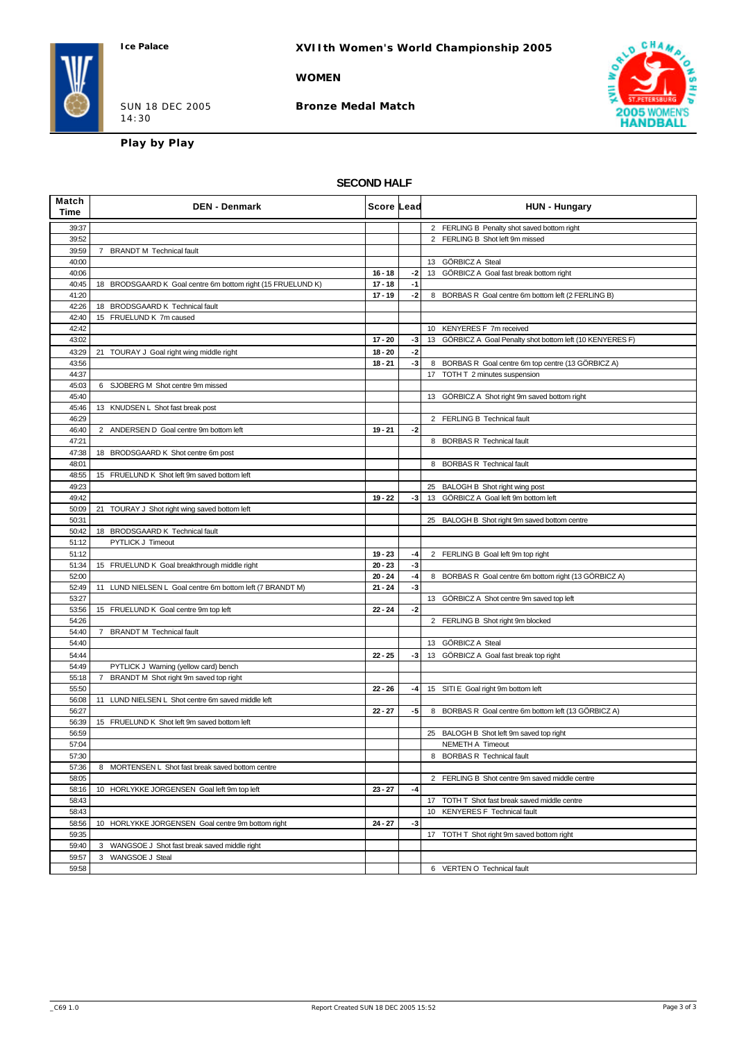Ice Palace

# XVIIth Women's World Championship 2005

**WOMEN**

SUN 18 DEC 2005
14:30

**Bronze Medal Match**

**Play by Play**

## SECOND HALF

| Match Time | DEN - Denmark | Score | Lead | HUN - Hungary |
|---|---|---|---|---|
| 39:37 | | | | 2 FERLING B Penalty shot saved bottom right |
| 39:52 | | | | 2 FERLING B Shot left 9m missed |
| 39:59 | 7 BRANDT M Technical fault | | | |
| 40:00 | | | | 13 GÖRBICZ A Steal |
| 40:06 | | 16 - 18 | -2 | 13 GÖRBICZ A Goal fast break bottom right |
| 40:45 | 18 BRODSGAARD K Goal centre 6m bottom right (15 FRUELUND K) | 17 - 18 | -1 | |
| 41:20 | | 17 - 19 | -2 | 8 BORBAS R Goal centre 6m bottom left (2 FERLING B) |
| 42:26 | 18 BRODSGAARD K Technical fault | | | |
| 42:40 | 15 FRUELUND K 7m caused | | | |
| 42:42 | | | | 10 KENYERES F 7m received |
| 43:02 | | 17 - 20 | -3 | 13 GÖRBICZ A Goal Penalty shot bottom left (10 KENYERES F) |
| 43:29 | 21 TOURAY J Goal right wing middle right | 18 - 20 | -2 | |
| 43:56 | | 18 - 21 | -3 | 8 BORBAS R Goal centre 6m top centre (13 GÖRBICZ A) |
| 44:37 | | | | 17 TOTH T 2 minutes suspension |
| 45:03 | 6 SJOBERG M Shot centre 9m missed | | | |
| 45:40 | | | | 13 GÖRBICZ A Shot right 9m saved bottom right |
| 45:46 | 13 KNUDSEN L Shot fast break post | | | |
| 46:29 | | | | 2 FERLING B Technical fault |
| 46:40 | 2 ANDERSEN D Goal centre 9m bottom left | 19 - 21 | -2 | |
| 47:21 | | | | 8 BORBAS R Technical fault |
| 47:38 | 18 BRODSGAARD K Shot centre 6m post | | | |
| 48:01 | | | | 8 BORBAS R Technical fault |
| 48:55 | 15 FRUELUND K Shot left 9m saved bottom left | | | |
| 49:23 | | | | 25 BALOGH B Shot right wing post |
| 49:42 | | 19 - 22 | -3 | 13 GÖRBICZ A Goal left 9m bottom left |
| 50:09 | 21 TOURAY J Shot right wing saved bottom left | | | |
| 50:31 | | | | 25 BALOGH B Shot right 9m saved bottom centre |
| 50:42 | 18 BRODSGAARD K Technical fault | | | |
| 51:12 | PYTLICK J Timeout | | | |
| 51:12 | | 19 - 23 | -4 | 2 FERLING B Goal left 9m top right |
| 51:34 | 15 FRUELUND K Goal breakthrough middle right | 20 - 23 | -3 | |
| 52:00 | | 20 - 24 | -4 | 8 BORBAS R Goal centre 6m bottom right (13 GÖRBICZ A) |
| 52:49 | 11 LUND NIELSEN L Goal centre 6m bottom left (7 BRANDT M) | 21 - 24 | -3 | |
| 53:27 | | | | 13 GÖRBICZ A Shot centre 9m saved top left |
| 53:56 | 15 FRUELUND K Goal centre 9m top left | 22 - 24 | -2 | |
| 54:26 | | | | 2 FERLING B Shot right 9m blocked |
| 54:40 | 7 BRANDT M Technical fault | | | |
| 54:40 | | | | 13 GÖRBICZ A Steal |
| 54:44 | | 22 - 25 | -3 | 13 GÖRBICZ A Goal fast break top right |
| 54:49 | PYTLICK J Warning (yellow card) bench | | | |
| 55:18 | 7 BRANDT M Shot right 9m saved top right | | | |
| 55:50 | | 22 - 26 | -4 | 15 SITI E Goal right 9m bottom left |
| 56:08 | 11 LUND NIELSEN L Shot centre 6m saved middle left | | | |
| 56:27 | | 22 - 27 | -5 | 8 BORBAS R Goal centre 6m bottom left (13 GÖRBICZ A) |
| 56:39 | 15 FRUELUND K Shot left 9m saved bottom left | | | |
| 56:59 | | | | 25 BALOGH B Shot left 9m saved top right |
| 57:04 | | | | NEMETH A Timeout |
| 57:30 | | | | 8 BORBAS R Technical fault |
| 57:36 | 8 MORTENSEN L Shot fast break saved bottom centre | | | |
| 58:05 | | | | 2 FERLING B Shot centre 9m saved middle centre |
| 58:16 | 10 HORLYKKE JORGENSEN Goal left 9m top left | 23 - 27 | -4 | |
| 58:43 | | | | 17 TOTH T Shot fast break saved middle centre |
| 58:43 | | | | 10 KENYERES F Technical fault |
| 58:56 | 10 HORLYKKE JORGENSEN Goal centre 9m bottom right | 24 - 27 | -3 | |
| 59:35 | | | | 17 TOTH T Shot right 9m saved bottom right |
| 59:40 | 3 WANGSOE J Shot fast break saved middle right | | | |
| 59:57 | 3 WANGSOE J Steal | | | |
| 59:58 | | | | 6 VERTEN O Technical fault |

_C69 1.0 Report Created SUN 18 DEC 2005 15:52